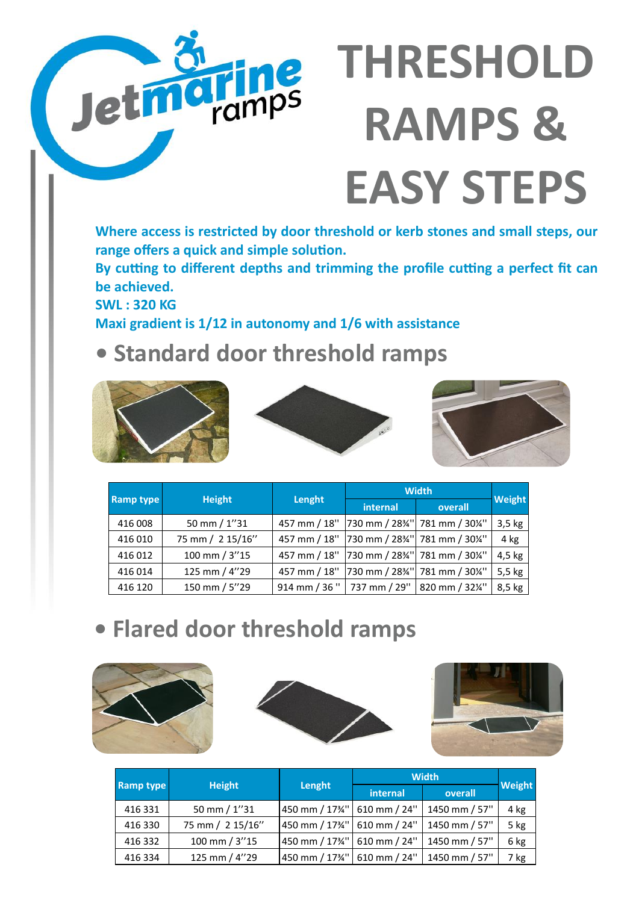Jetmarine ramps

# THRESHOLD RAMPS & EASY STEPS

**Where access is restricted by door threshold or kerb stones and small steps, our range offers a quick and simple solution.**
**By cutting to different depths and trimming the profile cutting a perfect fit can be achieved.**
**SWL : 320 KG**
**Maxi gradient is 1/12 in autonomy and 1/6 with assistance**

## • Standard door threshold ramps

| Ramp type | Height | Lenght | Width | | Weight |
|---|---|---|---|---|---|
| | | | internal | overall | |
| 416 008 | 50 mm / 1''31 | 457 mm / 18'' | 730 mm / 28¾'' | 781 mm / 30¼'' | 3,5 kg |
| 416 010 | 75 mm / 2 15/16'' | 457 mm / 18'' | 730 mm / 28¾'' | 781 mm / 30¼'' | 4 kg |
| 416 012 | 100 mm / 3''15 | 457 mm / 18'' | 730 mm / 28¾'' | 781 mm / 30¼'' | 4,5 kg |
| 416 014 | 125 mm / 4''29 | 457 mm / 18'' | 730 mm / 28¾'' | 781 mm / 30¼'' | 5,5 kg |
| 416 120 | 150 mm / 5''29 | 914 mm / 36 '' | 737 mm / 29'' | 820 mm / 32¼'' | 8,5 kg |

## • Flared door threshold ramps

| Ramp type | Height | Lenght | Width | | Weight |
|---|---|---|---|---|---|
| | | | internal | overall | |
| 416 331 | 50 mm / 1''31 | 450 mm / 17¾'' | 610 mm / 24'' | 1450 mm / 57'' | 4 kg |
| 416 330 | 75 mm / 2 15/16'' | 450 mm / 17¾'' | 610 mm / 24'' | 1450 mm / 57'' | 5 kg |
| 416 332 | 100 mm / 3''15 | 450 mm / 17¾'' | 610 mm / 24'' | 1450 mm / 57'' | 6 kg |
| 416 334 | 125 mm / 4''29 | 450 mm / 17¾'' | 610 mm / 24'' | 1450 mm / 57'' | 7 kg |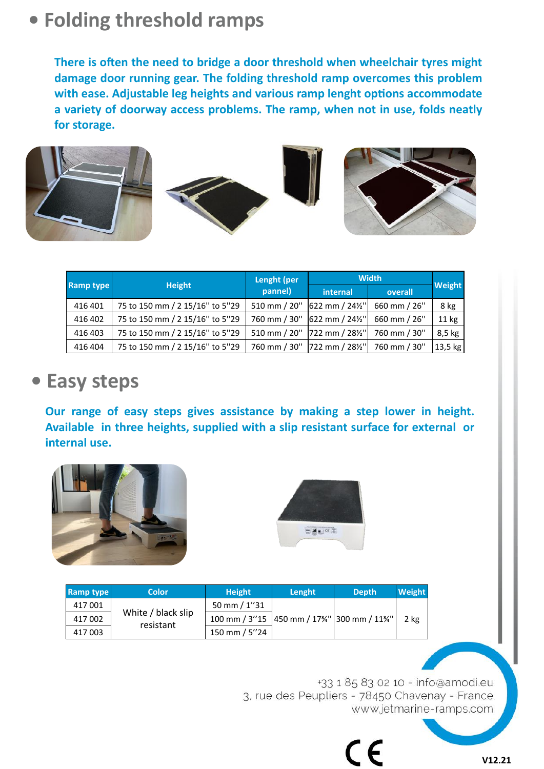# • Folding threshold ramps

**There is often the need to bridge a door threshold when wheelchair tyres might damage door running gear. The folding threshold ramp overcomes this problem with ease. Adjustable leg heights and various ramp lenght options accommodate a variety of doorway access problems. The ramp, when not in use, folds neatly for storage.**

| Ramp type | Height | Lenght (per pannel) | Width | | Weight |
|---|---|---|---|---|---|
| | | | internal | overall | |
| 416 401 | 75 to 150 mm / 2 15/16'' to 5''29 | 510 mm / 20'' | 622 mm / 24½'' | 660 mm / 26'' | 8 kg |
| 416 402 | 75 to 150 mm / 2 15/16'' to 5''29 | 760 mm / 30'' | 622 mm / 24½'' | 660 mm / 26'' | 11 kg |
| 416 403 | 75 to 150 mm / 2 15/16'' to 5''29 | 510 mm / 20'' | 722 mm / 28½'' | 760 mm / 30'' | 8,5 kg |
| 416 404 | 75 to 150 mm / 2 15/16'' to 5''29 | 760 mm / 30'' | 722 mm / 28½'' | 760 mm / 30'' | 13,5 kg |

# • Easy steps

**Our range of easy steps gives assistance by making a step lower in height. Available in three heights, supplied with a slip resistant surface for external or internal use.**

| Ramp type | Color | Height | Lenght | Depth | Weight |
|---|---|---|---|---|---|
| 417 001 | White / black slip resistant | 50 mm / 1''31 | 450 mm / 17¾'' | 300 mm / 11¾'' | 2 kg |
| 417 002 | | 100 mm / 3''15 | | | |
| 417 003 | | 150 mm / 5''24 | | | |

+33 1 85 83 02 10 - info@amodi.eu
3, rue des Peupliers - 78450 Chavenay - France
www.jetmarine-ramps.com

V12.21